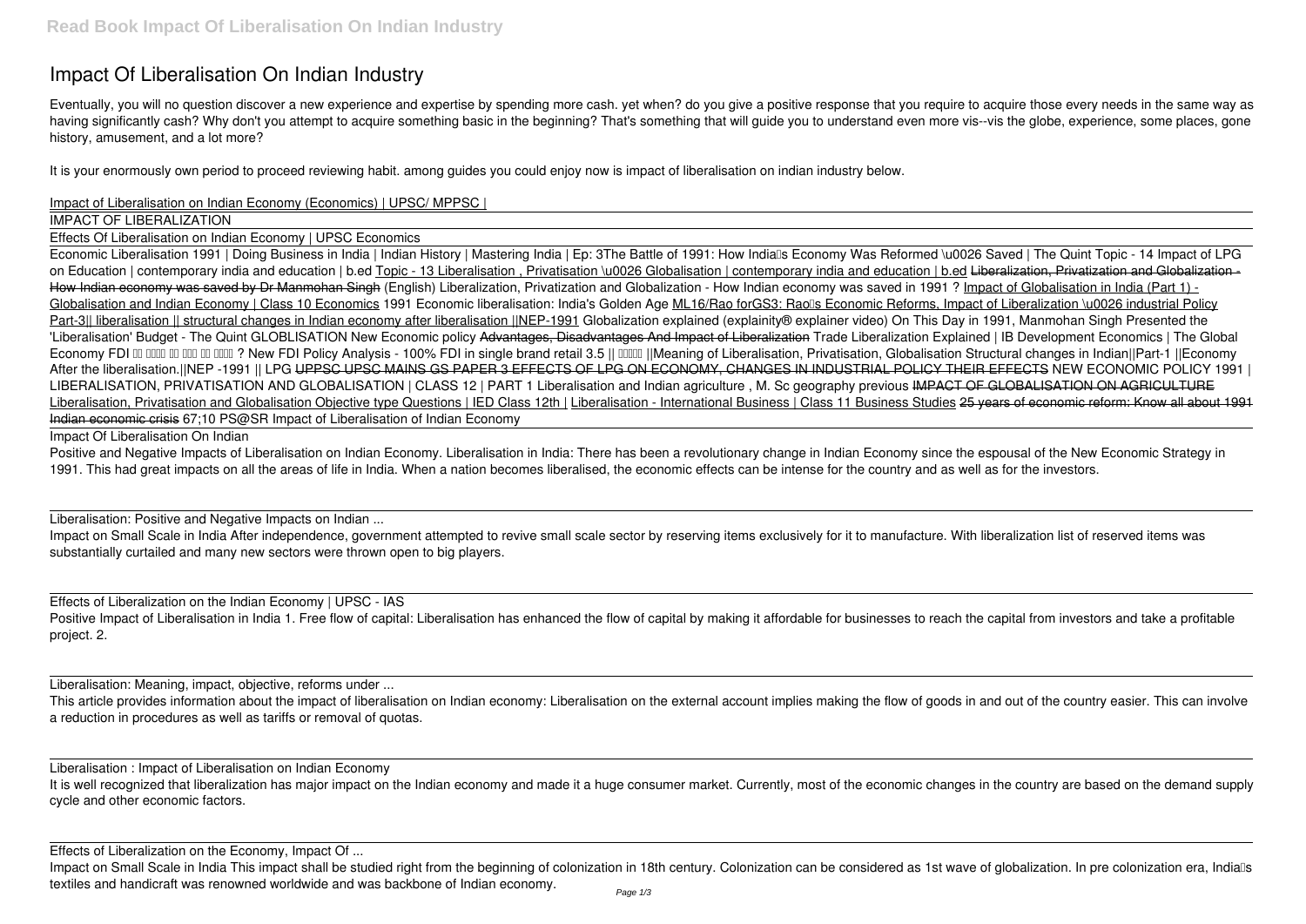# Impact Of Liberalisation On Indian Industry

Eventually, you will no question discover a new experience and expertise by spending more cash. yet when? do you give a positive response that you require to acquire those every needs in the same way as having significantly cash? Why don't you attempt to acquire something basic in the beginning? That's something that will guide you to understand even more vis--vis the globe, experience, some places, gone history, amusement, and a lot more?

It is your enormously own period to proceed reviewing habit. among guides you could enjoy now is impact of liberalisation on indian industry below.

Impact of Liberalisation on Indian Economy (Economics) | UPSC/ MPPSC |

IMPACT OF LIBERALIZATION

Effects Of Liberalisation on Indian Economy | UPSC Economics

Economic Liberalisation 1991 | Doing Business in India | Indian History | Mastering India | Ep: 3 The Battle of 1991: How India's Economy Was Reformed \u0026 Saved | The Quint Topic - 14 Impact of LPG on Education | contemporary india and education | b.ed Topic - 13 Liberalisation , Privatisation \u0026 Globalisation | contemporary india and education | b.ed ~~Liberalization, Privatization and Globalization - How Indian economy was saved by Dr Manmohan Singh~~ (English) Liberalization, Privatization and Globalization - How Indian economy was saved in 1991 ? Impact of Globalisation in India (Part 1) - Globalisation and Indian Economy | Class 10 Economics 1991 Economic liberalisation: India's Golden Age ML16/Rao forGS3: Rao's Economic Reforms, Impact of Liberalization \u0026 industrial Policy Part-3|| liberalisation || structural changes in Indian economy after liberalisation ||NEP-1991 Globalization explained (explainity® explainer video) On This Day in 1991, Manmohan Singh Presented the 'Liberalisation' Budget - The Quint GLOBLISATION New Economic policy ~~Advantages, Disadvantages And Impact of Liberalization~~ Trade Liberalization Explained | IB Development Economics | The Global Economy FDI ?? ???? ?? ??? ?? ???? ? New FDI Policy Analysis - 100% FDI in single brand retail 3.5 || ????? ||Meaning of Liberalisation, Privatisation, Globalisation Structural changes in Indian||Part-1 ||Economy After the liberalisation.||NEP -1991 || LPG ~~UPPSC UPSC MAINS GS PAPER 3 EFFECTS OF LPG ON ECONOMY, CHANGES IN INDUSTRIAL POLICY THEIR EFFECTS~~ NEW ECONOMIC POLICY 1991 | LIBERALISATION, PRIVATISATION AND GLOBALISATION | CLASS 12 | PART 1 Liberalisation and Indian agriculture , M. Sc geography previous ~~IMPACT OF GLOBALISATION ON AGRICULTURE~~ Liberalisation, Privatisation and Globalisation Objective type Questions | IED Class 12th | Liberalisation - International Business | Class 11 Business Studies ~~25 years of economic reform: Know all about 1991 Indian economic crisis~~ 67;10 PS@SR Impact of Liberalisation of Indian Economy

Impact Of Liberalisation On Indian

Positive and Negative Impacts of Liberalisation on Indian Economy. Liberalisation in India: There has been a revolutionary change in Indian Economy since the espousal of the New Economic Strategy in 1991. This had great impacts on all the areas of life in India. When a nation becomes liberalised, the economic effects can be intense for the country and as well as for the investors.

Liberalisation: Positive and Negative Impacts on Indian ...

Impact on Small Scale in India After independence, government attempted to revive small scale sector by reserving items exclusively for it to manufacture. With liberalization list of reserved items was substantially curtailed and many new sectors were thrown open to big players.

Effects of Liberalization on the Indian Economy | UPSC - IAS

Positive Impact of Liberalisation in India 1. Free flow of capital: Liberalisation has enhanced the flow of capital by making it affordable for businesses to reach the capital from investors and take a profitable project. 2.

Liberalisation: Meaning, impact, objective, reforms under ...

This article provides information about the impact of liberalisation on Indian economy: Liberalisation on the external account implies making the flow of goods in and out of the country easier. This can involve a reduction in procedures as well as tariffs or removal of quotas.

Liberalisation : Impact of Liberalisation on Indian Economy

It is well recognized that liberalization has major impact on the Indian economy and made it a huge consumer market. Currently, most of the economic changes in the country are based on the demand supply cycle and other economic factors.

Effects of Liberalization on the Economy, Impact Of ...

Impact on Small Scale in India This impact shall be studied right from the beginning of colonization in 18th century. Colonization can be considered as 1st wave of globalization. In pre colonization era, India's textiles and handicraft was renowned worldwide and was backbone of Indian economy.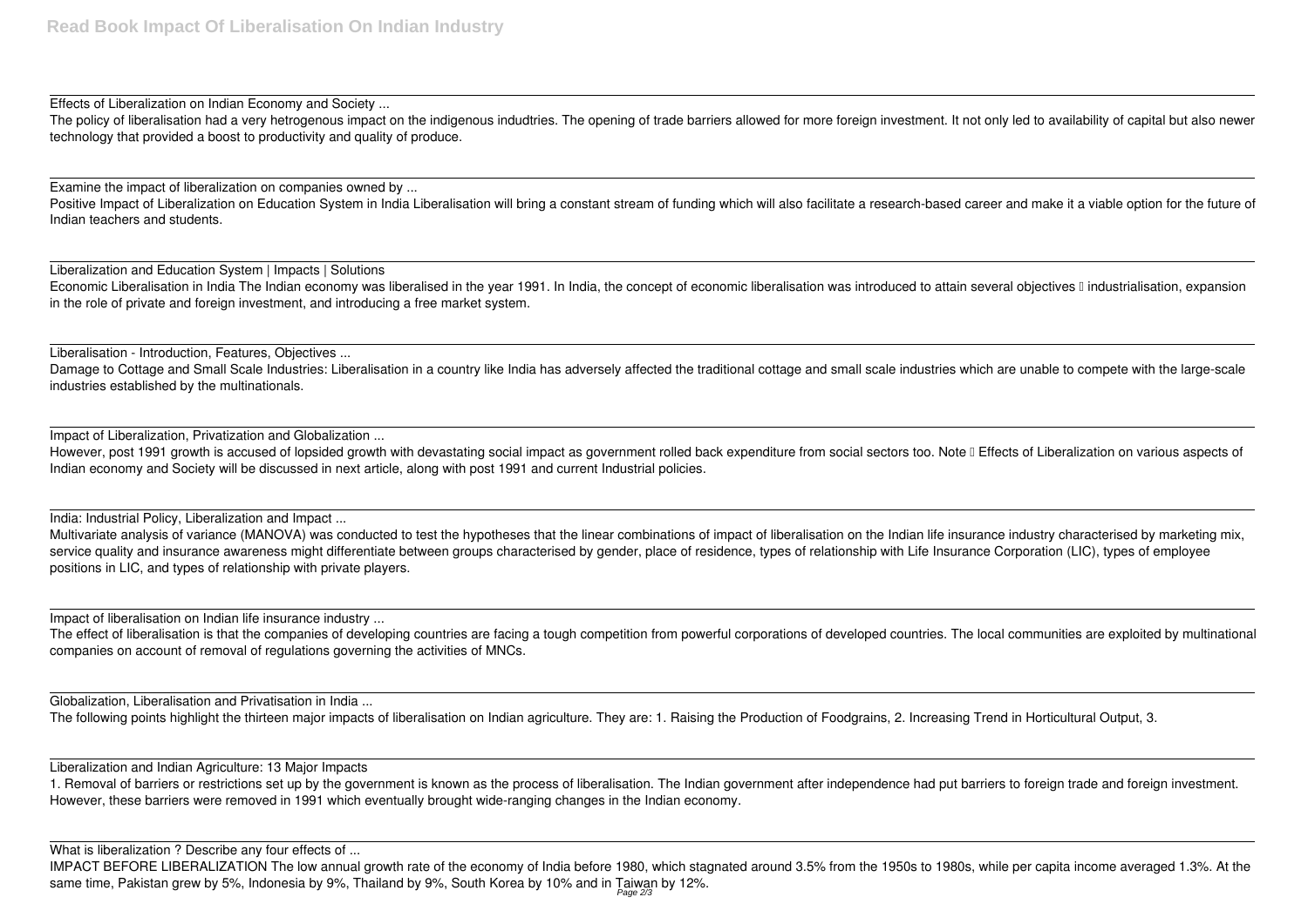Effects of Liberalization on Indian Economy and Society ...

The policy of liberalisation had a very hetrogenous impact on the indigenous indudtries. The opening of trade barriers allowed for more foreign investment. It not only led to availability of capital but also newer technology that provided a boost to productivity and quality of produce.

Examine the impact of liberalization on companies owned by ...

Positive Impact of Liberalization on Education System in India Liberalisation will bring a constant stream of funding which will also facilitate a research-based career and make it a viable option for the future of Indian teachers and students.

Liberalization and Education System | Impacts | Solutions

Economic Liberalisation in India The Indian economy was liberalised in the year 1991. In India, the concept of economic liberalisation was introduced to attain several objectives – industrialisation, expansion in the role of private and foreign investment, and introducing a free market system.

Liberalisation - Introduction, Features, Objectives ...

Damage to Cottage and Small Scale Industries: Liberalisation in a country like India has adversely affected the traditional cottage and small scale industries which are unable to compete with the large-scale industries established by the multinationals.

Impact of Liberalization, Privatization and Globalization ...

However, post 1991 growth is accused of lopsided growth with devastating social impact as government rolled back expenditure from social sectors too. Note – Effects of Liberalization on various aspects of Indian economy and Society will be discussed in next article, along with post 1991 and current Industrial policies.

India: Industrial Policy, Liberalization and Impact ...

Multivariate analysis of variance (MANOVA) was conducted to test the hypotheses that the linear combinations of impact of liberalisation on the Indian life insurance industry characterised by marketing mix, service quality and insurance awareness might differentiate between groups characterised by gender, place of residence, types of relationship with Life Insurance Corporation (LIC), types of employee positions in LIC, and types of relationship with private players.

Impact of liberalisation on Indian life insurance industry ...

The effect of liberalisation is that the companies of developing countries are facing a tough competition from powerful corporations of developed countries. The local communities are exploited by multinational companies on account of removal of regulations governing the activities of MNCs.

Globalization, Liberalisation and Privatisation in India ...

The following points highlight the thirteen major impacts of liberalisation on Indian agriculture. They are: 1. Raising the Production of Foodgrains, 2. Increasing Trend in Horticultural Output, 3.

Liberalization and Indian Agriculture: 13 Major Impacts

1. Removal of barriers or restrictions set up by the government is known as the process of liberalisation. The Indian government after independence had put barriers to foreign trade and foreign investment. However, these barriers were removed in 1991 which eventually brought wide-ranging changes in the Indian economy.

What is liberalization ? Describe any four effects of ...

IMPACT BEFORE LIBERALIZATION The low annual growth rate of the economy of India before 1980, which stagnated around 3.5% from the 1950s to 1980s, while per capita income averaged 1.3%. At the same time, Pakistan grew by 5%, Indonesia by 9%, Thailand by 9%, South Korea by 10% and in Taiwan by 12%.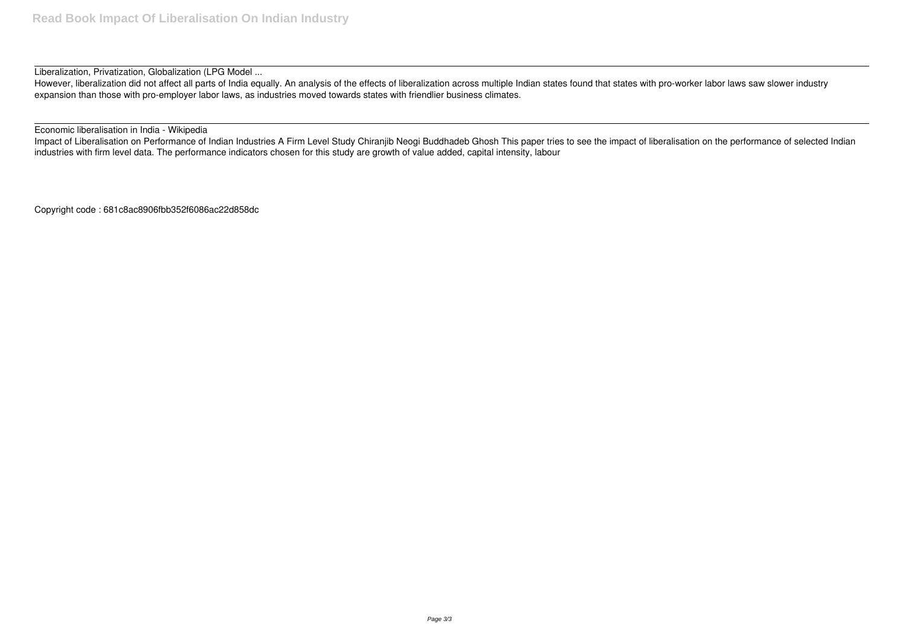Liberalization, Privatization, Globalization (LPG Model ...

However, liberalization did not affect all parts of India equally. An analysis of the effects of liberalization across multiple Indian states found that states with pro-worker labor laws saw slower industry expansion than those with pro-employer labor laws, as industries moved towards states with friendlier business climates.

Economic liberalisation in India - Wikipedia

Impact of Liberalisation on Performance of Indian Industries A Firm Level Study Chiranjib Neogi Buddhadeb Ghosh This paper tries to see the impact of liberalisation on the performance of selected Indian industries with firm level data. The performance indicators chosen for this study are growth of value added, capital intensity, labour

Copyright code : 681c8ac8906fbb352f6086ac22d858dc